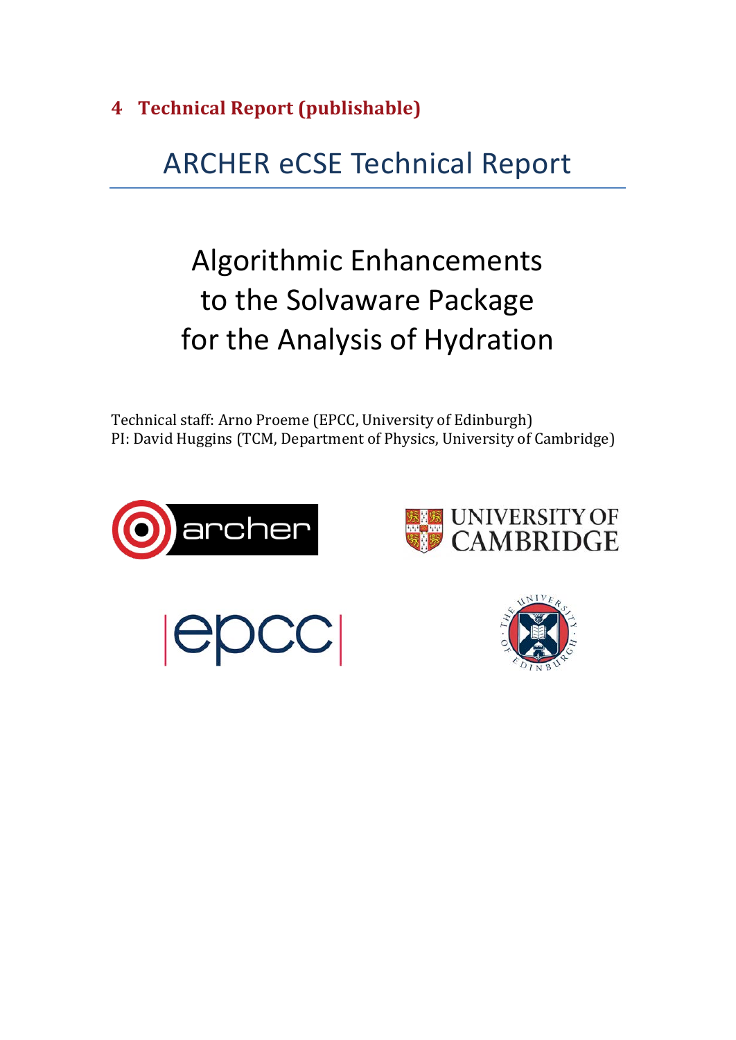## 4 Technical Report (publishable)

# ARCHER eCSE Technical Report

# Algorithmic Enhancements to the Solvaware Package for the Analysis of Hydration

Technical staff: Arno Proeme (EPCC, University of Edinburgh)
PI: David Huggins (TCM, Department of Physics, University of Cambridge)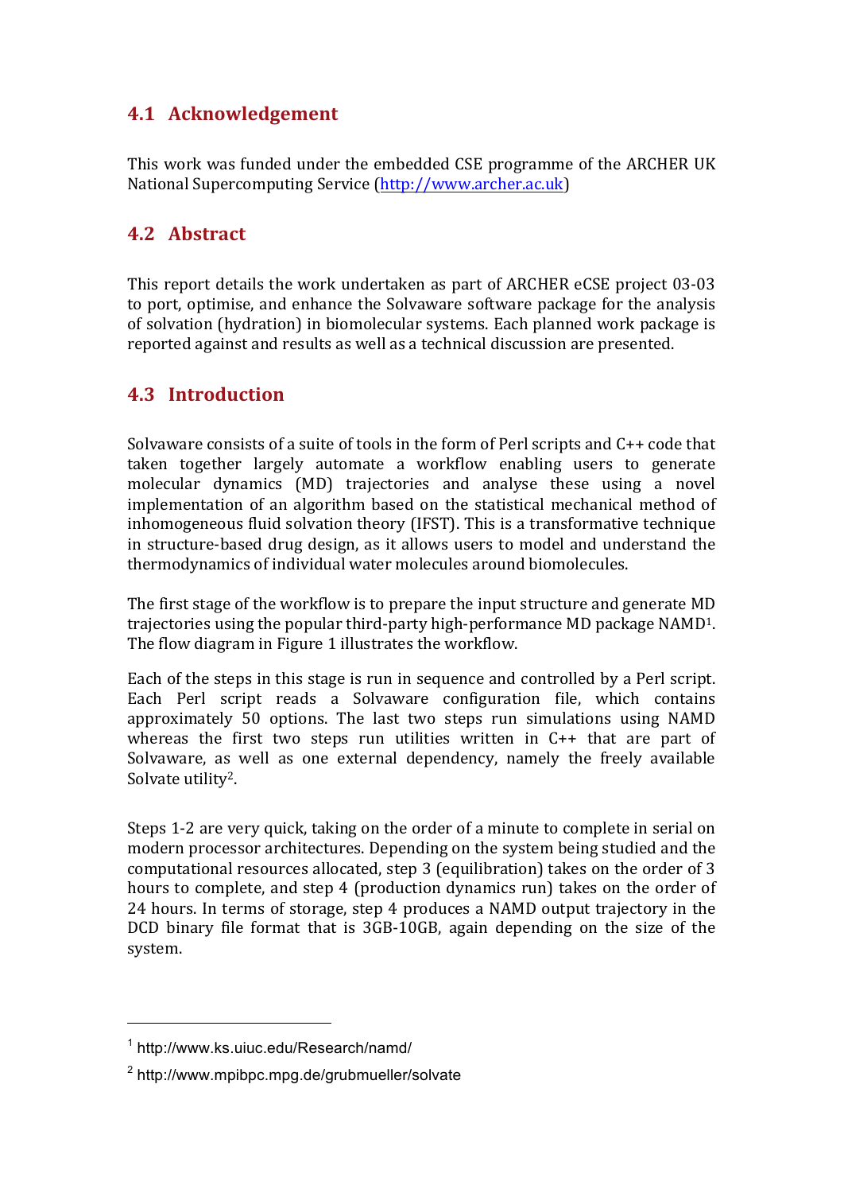## 4.1 Acknowledgement

This work was funded under the embedded CSE programme of the ARCHER UK National Supercomputing Service (http://www.archer.ac.uk)

## 4.2 Abstract

This report details the work undertaken as part of ARCHER eCSE project 03-03 to port, optimise, and enhance the Solvaware software package for the analysis of solvation (hydration) in biomolecular systems. Each planned work package is reported against and results as well as a technical discussion are presented.

## 4.3 Introduction

Solvaware consists of a suite of tools in the form of Perl scripts and C++ code that taken together largely automate a workflow enabling users to generate molecular dynamics (MD) trajectories and analyse these using a novel implementation of an algorithm based on the statistical mechanical method of inhomogeneous fluid solvation theory (IFST). This is a transformative technique in structure-based drug design, as it allows users to model and understand the thermodynamics of individual water molecules around biomolecules.

The first stage of the workflow is to prepare the input structure and generate MD trajectories using the popular third-party high-performance MD package NAMD[1]. The flow diagram in Figure 1 illustrates the workflow.

Each of the steps in this stage is run in sequence and controlled by a Perl script. Each Perl script reads a Solvaware configuration file, which contains approximately 50 options. The last two steps run simulations using NAMD whereas the first two steps run utilities written in C++ that are part of Solvaware, as well as one external dependency, namely the freely available Solvate utility[2].

Steps 1-2 are very quick, taking on the order of a minute to complete in serial on modern processor architectures. Depending on the system being studied and the computational resources allocated, step 3 (equilibration) takes on the order of 3 hours to complete, and step 4 (production dynamics run) takes on the order of 24 hours. In terms of storage, step 4 produces a NAMD output trajectory in the DCD binary file format that is 3GB-10GB, again depending on the size of the system.

---

[1] http://www.ks.uiuc.edu/Research/namd/

[2] http://www.mpibpc.mpg.de/grubmueller/solvate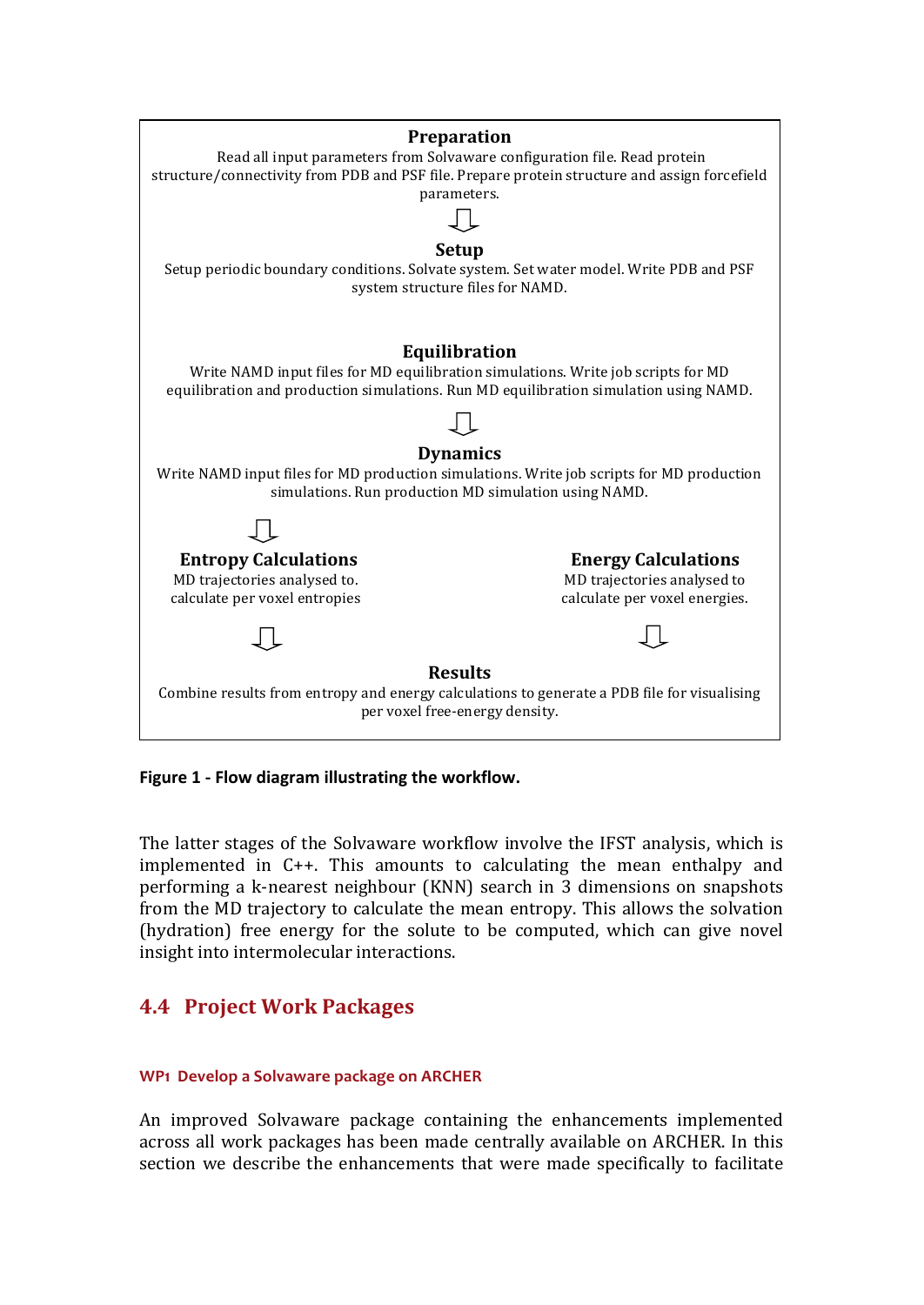**Preparation**

Read all input parameters from Solvaware configuration file. Read protein structure/connectivity from PDB and PSF file. Prepare protein structure and assign forcefield parameters.

⇩

**Setup**

Setup periodic boundary conditions. Solvate system. Set water model. Write PDB and PSF system structure files for NAMD.

**Equilibration**

Write NAMD input files for MD equilibration simulations. Write job scripts for MD equilibration and production simulations. Run MD equilibration simulation using NAMD.

⇩

**Dynamics**

Write NAMD input files for MD production simulations. Write job scripts for MD production simulations. Run production MD simulation using NAMD.

⇩

**Entropy Calculations**

MD trajectories analysed to. calculate per voxel entropies

⇩

**Energy Calculations**

MD trajectories analysed to calculate per voxel energies.

⇩

**Results**

Combine results from entropy and energy calculations to generate a PDB file for visualising per voxel free-energy density.

**Figure 1 - Flow diagram illustrating the workflow.**

The latter stages of the Solvaware workflow involve the IFST analysis, which is implemented in C++. This amounts to calculating the mean enthalpy and performing a k-nearest neighbour (KNN) search in 3 dimensions on snapshots from the MD trajectory to calculate the mean entropy. This allows the solvation (hydration) free energy for the solute to be computed, which can give novel insight into intermolecular interactions.

## 4.4 Project Work Packages

#### WP1 Develop a Solvaware package on ARCHER

An improved Solvaware package containing the enhancements implemented across all work packages has been made centrally available on ARCHER. In this section we describe the enhancements that were made specifically to facilitate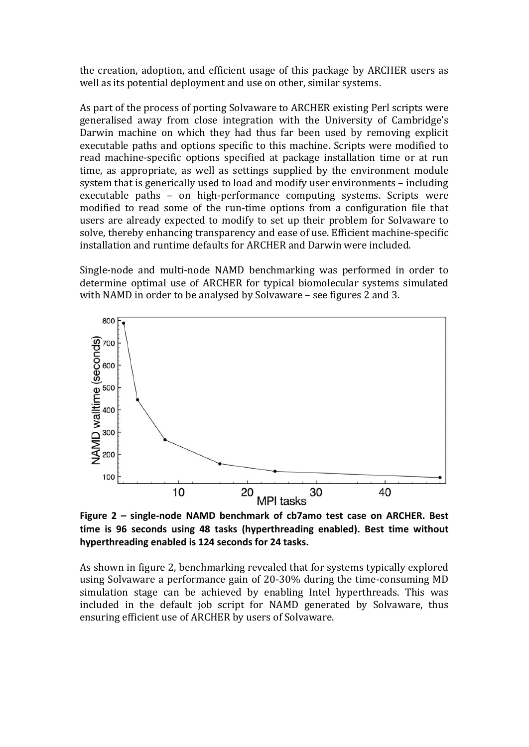the creation, adoption, and efficient usage of this package by ARCHER users as well as its potential deployment and use on other, similar systems.

As part of the process of porting Solvaware to ARCHER existing Perl scripts were generalised away from close integration with the University of Cambridge's Darwin machine on which they had thus far been used by removing explicit executable paths and options specific to this machine. Scripts were modified to read machine-specific options specified at package installation time or at run time, as appropriate, as well as settings supplied by the environment module system that is generically used to load and modify user environments – including executable paths – on high-performance computing systems. Scripts were modified to read some of the run-time options from a configuration file that users are already expected to modify to set up their problem for Solvaware to solve, thereby enhancing transparency and ease of use. Efficient machine-specific installation and runtime defaults for ARCHER and Darwin were included.

Single-node and multi-node NAMD benchmarking was performed in order to determine optimal use of ARCHER for typical biomolecular systems simulated with NAMD in order to be analysed by Solvaware – see figures 2 and 3.

**Figure 2 – single-node NAMD benchmark of cb7amo test case on ARCHER. Best time is 96 seconds using 48 tasks (hyperthreading enabled). Best time without hyperthreading enabled is 124 seconds for 24 tasks.**

As shown in figure 2, benchmarking revealed that for systems typically explored using Solvaware a performance gain of 20-30% during the time-consuming MD simulation stage can be achieved by enabling Intel hyperthreads. This was included in the default job script for NAMD generated by Solvaware, thus ensuring efficient use of ARCHER by users of Solvaware.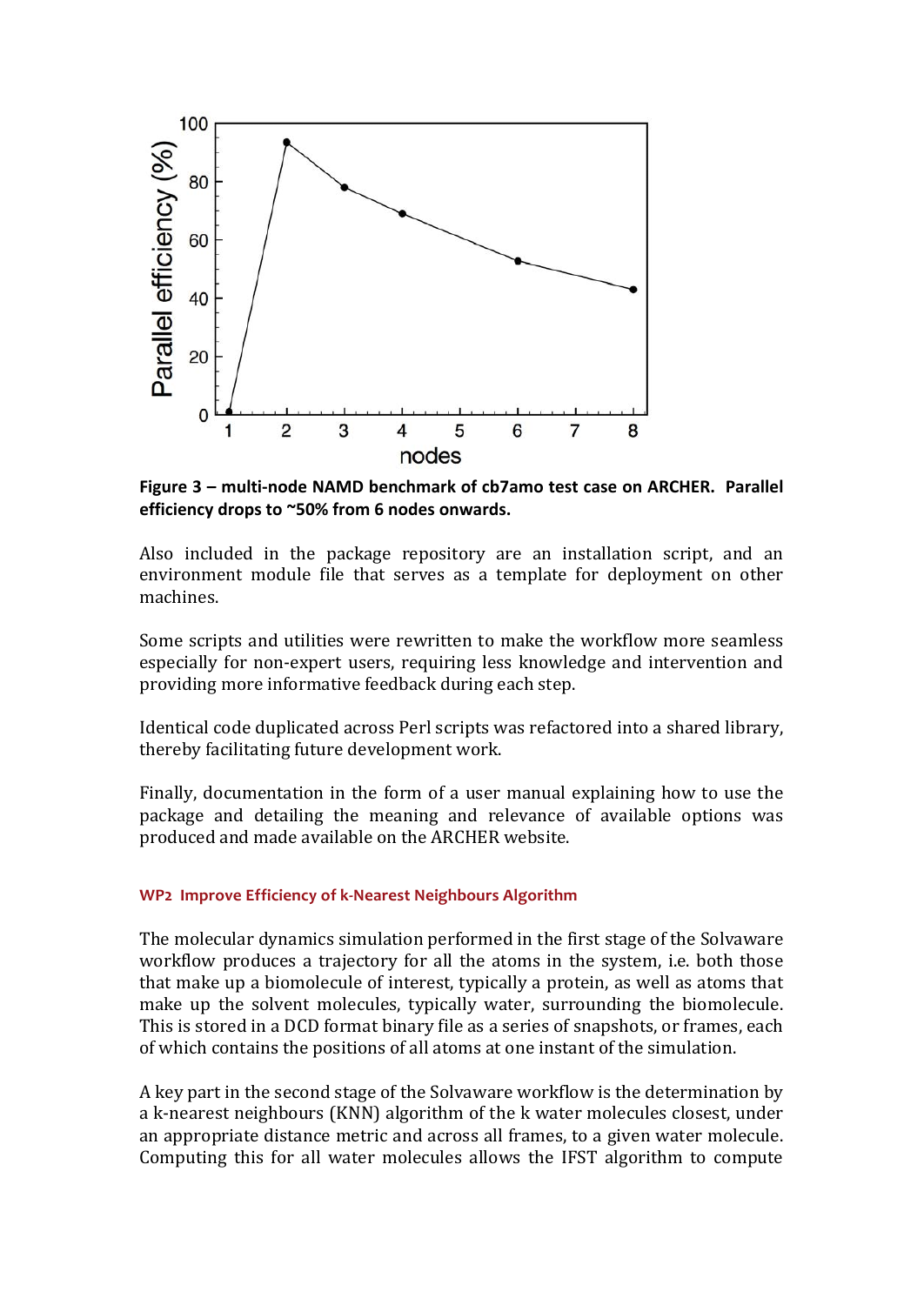**Figure 3 – multi-node NAMD benchmark of cb7amo test case on ARCHER. Parallel efficiency drops to ~50% from 6 nodes onwards.**

Also included in the package repository are an installation script, and an environment module file that serves as a template for deployment on other machines.

Some scripts and utilities were rewritten to make the workflow more seamless especially for non-expert users, requiring less knowledge and intervention and providing more informative feedback during each step.

Identical code duplicated across Perl scripts was refactored into a shared library, thereby facilitating future development work.

Finally, documentation in the form of a user manual explaining how to use the package and detailing the meaning and relevance of available options was produced and made available on the ARCHER website.

### WP2 Improve Efficiency of k-Nearest Neighbours Algorithm

The molecular dynamics simulation performed in the first stage of the Solvaware workflow produces a trajectory for all the atoms in the system, i.e. both those that make up a biomolecule of interest, typically a protein, as well as atoms that make up the solvent molecules, typically water, surrounding the biomolecule. This is stored in a DCD format binary file as a series of snapshots, or frames, each of which contains the positions of all atoms at one instant of the simulation.

A key part in the second stage of the Solvaware workflow is the determination by a k-nearest neighbours (KNN) algorithm of the k water molecules closest, under an appropriate distance metric and across all frames, to a given water molecule. Computing this for all water molecules allows the IFST algorithm to compute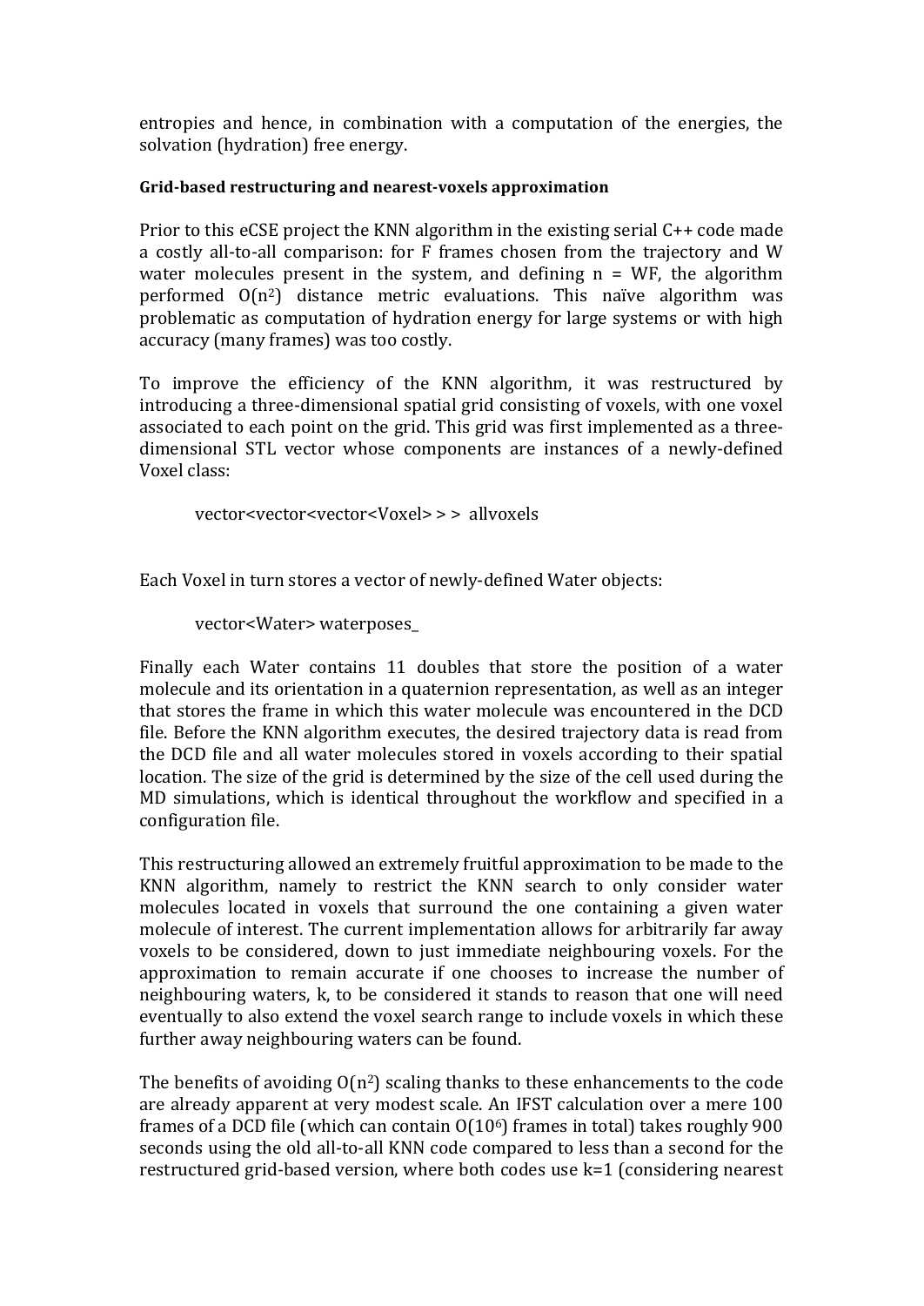entropies and hence, in combination with a computation of the energies, the solvation (hydration) free energy.

#### Grid-based restructuring and nearest-voxels approximation

Prior to this eCSE project the KNN algorithm in the existing serial C++ code made a costly all-to-all comparison: for F frames chosen from the trajectory and W water molecules present in the system, and defining n = WF, the algorithm performed $O(n^2)$ distance metric evaluations. This naïve algorithm was problematic as computation of hydration energy for large systems or with high accuracy (many frames) was too costly.

To improve the efficiency of the KNN algorithm, it was restructured by introducing a three-dimensional spatial grid consisting of voxels, with one voxel associated to each point on the grid. This grid was first implemented as a three-dimensional STL vector whose components are instances of a newly-defined Voxel class:

```
vector<vector<vector<Voxel> > > allvoxels
```

Each Voxel in turn stores a vector of newly-defined Water objects:

```
vector<Water> waterposes_
```

Finally each Water contains 11 doubles that store the position of a water molecule and its orientation in a quaternion representation, as well as an integer that stores the frame in which this water molecule was encountered in the DCD file. Before the KNN algorithm executes, the desired trajectory data is read from the DCD file and all water molecules stored in voxels according to their spatial location. The size of the grid is determined by the size of the cell used during the MD simulations, which is identical throughout the workflow and specified in a configuration file.

This restructuring allowed an extremely fruitful approximation to be made to the KNN algorithm, namely to restrict the KNN search to only consider water molecules located in voxels that surround the one containing a given water molecule of interest. The current implementation allows for arbitrarily far away voxels to be considered, down to just immediate neighbouring voxels. For the approximation to remain accurate if one chooses to increase the number of neighbouring waters, k, to be considered it stands to reason that one will need eventually to also extend the voxel search range to include voxels in which these further away neighbouring waters can be found.

The benefits of avoiding $O(n^2)$ scaling thanks to these enhancements to the code are already apparent at very modest scale. An IFST calculation over a mere 100 frames of a DCD file (which can contain $O(10^6)$ frames in total) takes roughly 900 seconds using the old all-to-all KNN code compared to less than a second for the restructured grid-based version, where both codes use k=1 (considering nearest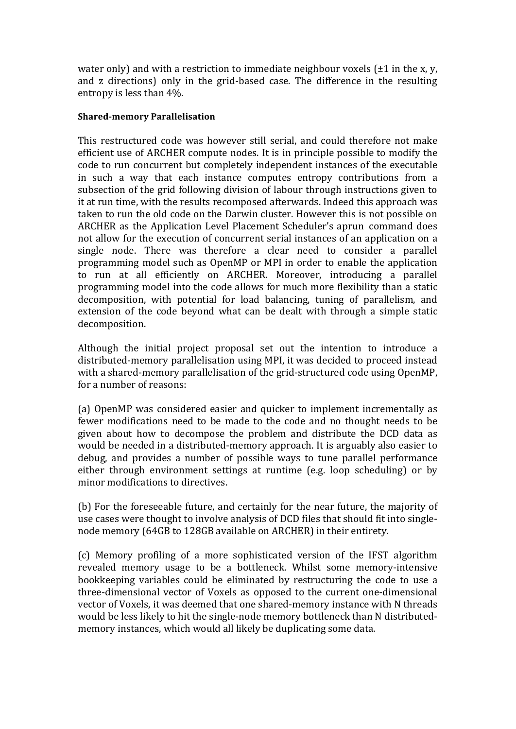water only) and with a restriction to immediate neighbour voxels (±1 in the x, y, and z directions) only in the grid-based case. The difference in the resulting entropy is less than 4%.

**Shared-memory Parallelisation**

This restructured code was however still serial, and could therefore not make efficient use of ARCHER compute nodes. It is in principle possible to modify the code to run concurrent but completely independent instances of the executable in such a way that each instance computes entropy contributions from a subsection of the grid following division of labour through instructions given to it at run time, with the results recomposed afterwards. Indeed this approach was taken to run the old code on the Darwin cluster. However this is not possible on ARCHER as the Application Level Placement Scheduler's aprun command does not allow for the execution of concurrent serial instances of an application on a single node. There was therefore a clear need to consider a parallel programming model such as OpenMP or MPI in order to enable the application to run at all efficiently on ARCHER. Moreover, introducing a parallel programming model into the code allows for much more flexibility than a static decomposition, with potential for load balancing, tuning of parallelism, and extension of the code beyond what can be dealt with through a simple static decomposition.

Although the initial project proposal set out the intention to introduce a distributed-memory parallelisation using MPI, it was decided to proceed instead with a shared-memory parallelisation of the grid-structured code using OpenMP, for a number of reasons:

(a) OpenMP was considered easier and quicker to implement incrementally as fewer modifications need to be made to the code and no thought needs to be given about how to decompose the problem and distribute the DCD data as would be needed in a distributed-memory approach. It is arguably also easier to debug, and provides a number of possible ways to tune parallel performance either through environment settings at runtime (e.g. loop scheduling) or by minor modifications to directives.

(b) For the foreseeable future, and certainly for the near future, the majority of use cases were thought to involve analysis of DCD files that should fit into single-node memory (64GB to 128GB available on ARCHER) in their entirety.

(c) Memory profiling of a more sophisticated version of the IFST algorithm revealed memory usage to be a bottleneck. Whilst some memory-intensive bookkeeping variables could be eliminated by restructuring the code to use a three-dimensional vector of Voxels as opposed to the current one-dimensional vector of Voxels, it was deemed that one shared-memory instance with N threads would be less likely to hit the single-node memory bottleneck than N distributed-memory instances, which would all likely be duplicating some data.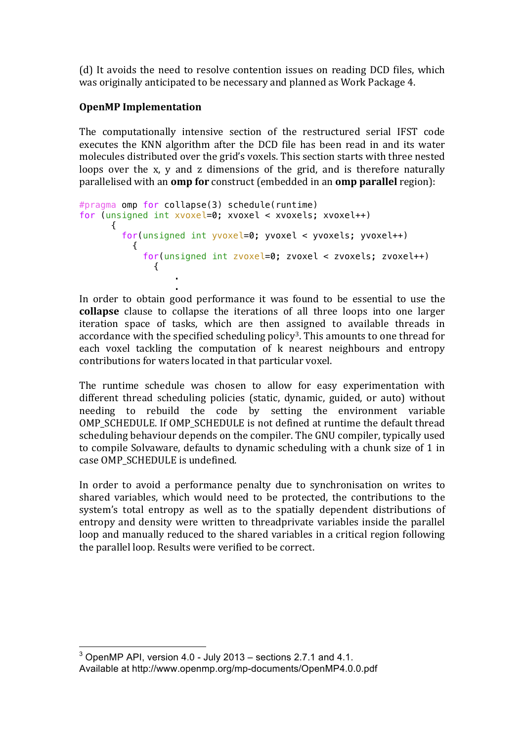(d) It avoids the need to resolve contention issues on reading DCD files, which was originally anticipated to be necessary and planned as Work Package 4.

**OpenMP Implementation**

The computationally intensive section of the restructured serial IFST code executes the KNN algorithm after the DCD file has been read in and its water molecules distributed over the grid's voxels. This section starts with three nested loops over the x, y and z dimensions of the grid, and is therefore naturally parallelised with an **omp for** construct (embedded in an **omp parallel** region):

```
#pragma omp for collapse(3) schedule(runtime)
for (unsigned int xvoxel=0; xvoxel < xvoxels; xvoxel++)
      {
        for(unsigned int yvoxel=0; yvoxel < yvoxels; yvoxel++)
          {
            for(unsigned int zvoxel=0; zvoxel < zvoxels; zvoxel++)
              {
                  .
                  .
```

In order to obtain good performance it was found to be essential to use the **collapse** clause to collapse the iterations of all three loops into one larger iteration space of tasks, which are then assigned to available threads in accordance with the specified scheduling policy[3]. This amounts to one thread for each voxel tackling the computation of k nearest neighbours and entropy contributions for waters located in that particular voxel.

The runtime schedule was chosen to allow for easy experimentation with different thread scheduling policies (static, dynamic, guided, or auto) without needing to rebuild the code by setting the environment variable OMP_SCHEDULE. If OMP_SCHEDULE is not defined at runtime the default thread scheduling behaviour depends on the compiler. The GNU compiler, typically used to compile Solvaware, defaults to dynamic scheduling with a chunk size of 1 in case OMP_SCHEDULE is undefined.

In order to avoid a performance penalty due to synchronisation on writes to shared variables, which would need to be protected, the contributions to the system's total entropy as well as to the spatially dependent distributions of entropy and density were written to threadprivate variables inside the parallel loop and manually reduced to the shared variables in a critical region following the parallel loop. Results were verified to be correct.

---

[3] OpenMP API, version 4.0 - July 2013 – sections 2.7.1 and 4.1. Available at http://www.openmp.org/mp-documents/OpenMP4.0.0.pdf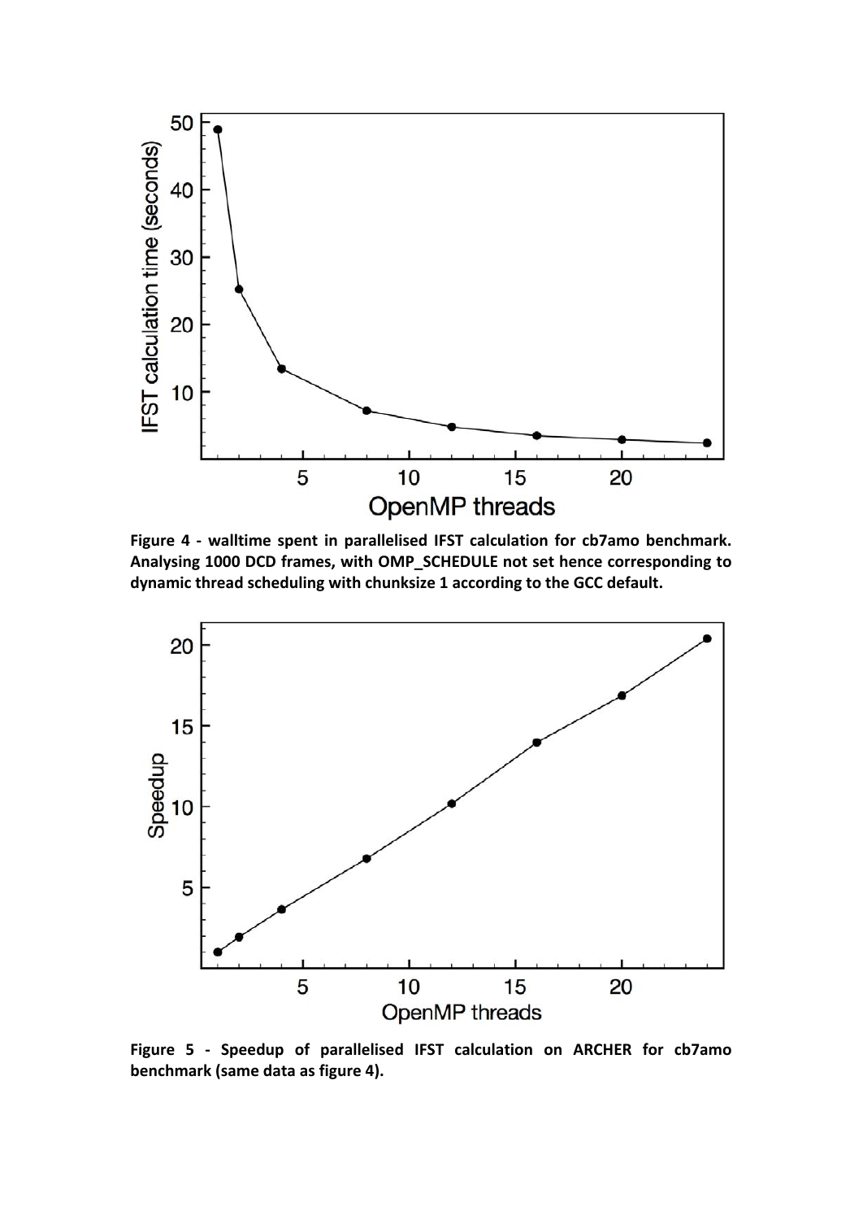**Figure 4 - walltime spent in parallelised IFST calculation for cb7amo benchmark. Analysing 1000 DCD frames, with OMP_SCHEDULE not set hence corresponding to dynamic thread scheduling with chunksize 1 according to the GCC default.**

**Figure 5 - Speedup of parallelised IFST calculation on ARCHER for cb7amo benchmark (same data as figure 4).**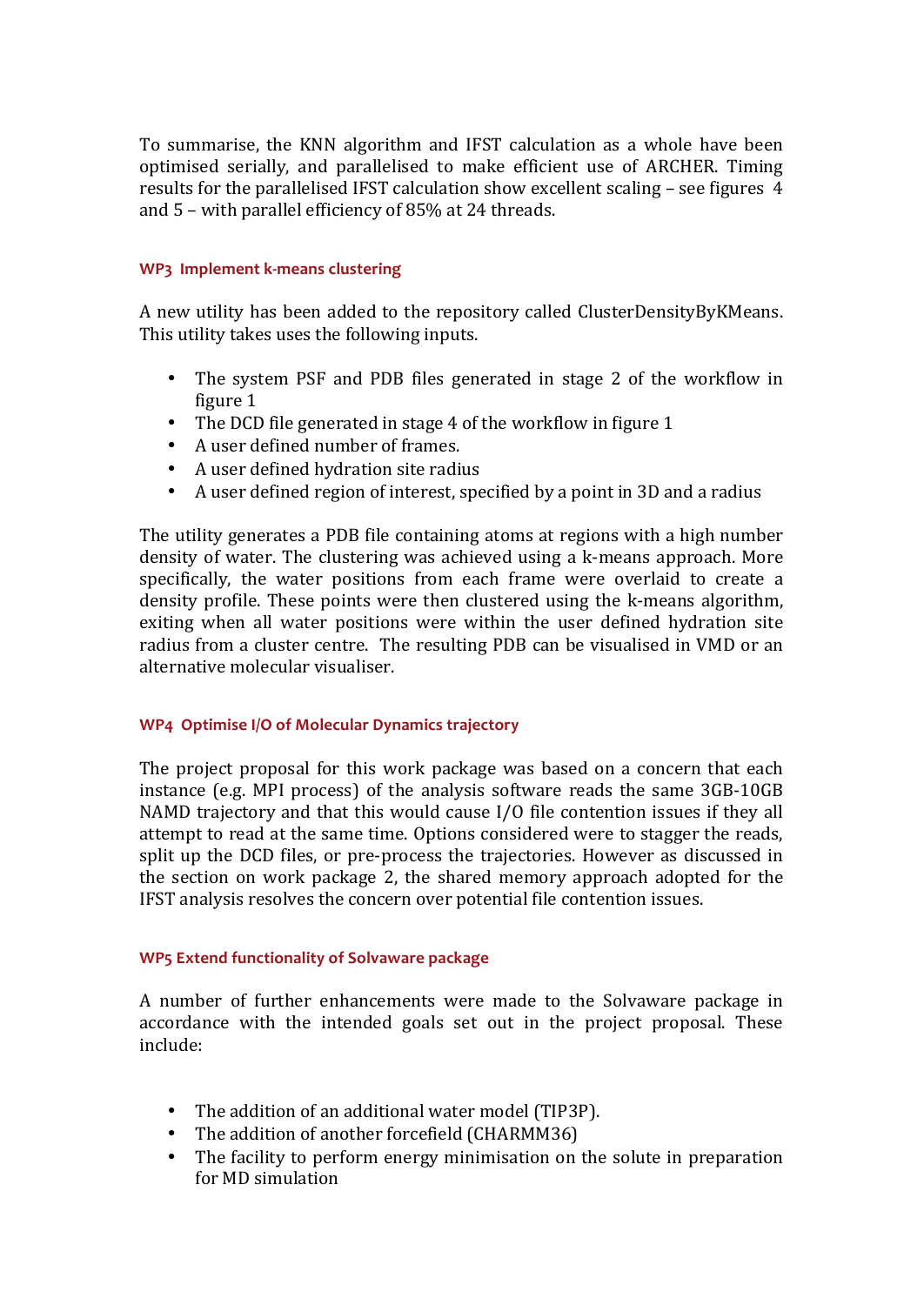To summarise, the KNN algorithm and IFST calculation as a whole have been optimised serially, and parallelised to make efficient use of ARCHER. Timing results for the parallelised IFST calculation show excellent scaling – see figures 4 and 5 – with parallel efficiency of 85% at 24 threads.

### WP3 Implement k-means clustering

A new utility has been added to the repository called ClusterDensityByKMeans. This utility takes uses the following inputs.

- The system PSF and PDB files generated in stage 2 of the workflow in figure 1
- The DCD file generated in stage 4 of the workflow in figure 1
- A user defined number of frames.
- A user defined hydration site radius
- A user defined region of interest, specified by a point in 3D and a radius

The utility generates a PDB file containing atoms at regions with a high number density of water. The clustering was achieved using a k-means approach. More specifically, the water positions from each frame were overlaid to create a density profile. These points were then clustered using the k-means algorithm, exiting when all water positions were within the user defined hydration site radius from a cluster centre. The resulting PDB can be visualised in VMD or an alternative molecular visualiser.

### WP4 Optimise I/O of Molecular Dynamics trajectory

The project proposal for this work package was based on a concern that each instance (e.g. MPI process) of the analysis software reads the same 3GB-10GB NAMD trajectory and that this would cause I/O file contention issues if they all attempt to read at the same time. Options considered were to stagger the reads, split up the DCD files, or pre-process the trajectories. However as discussed in the section on work package 2, the shared memory approach adopted for the IFST analysis resolves the concern over potential file contention issues.

### WP5 Extend functionality of Solvaware package

A number of further enhancements were made to the Solvaware package in accordance with the intended goals set out in the project proposal. These include:

- The addition of an additional water model (TIP3P).
- The addition of another forcefield (CHARMM36)
- The facility to perform energy minimisation on the solute in preparation for MD simulation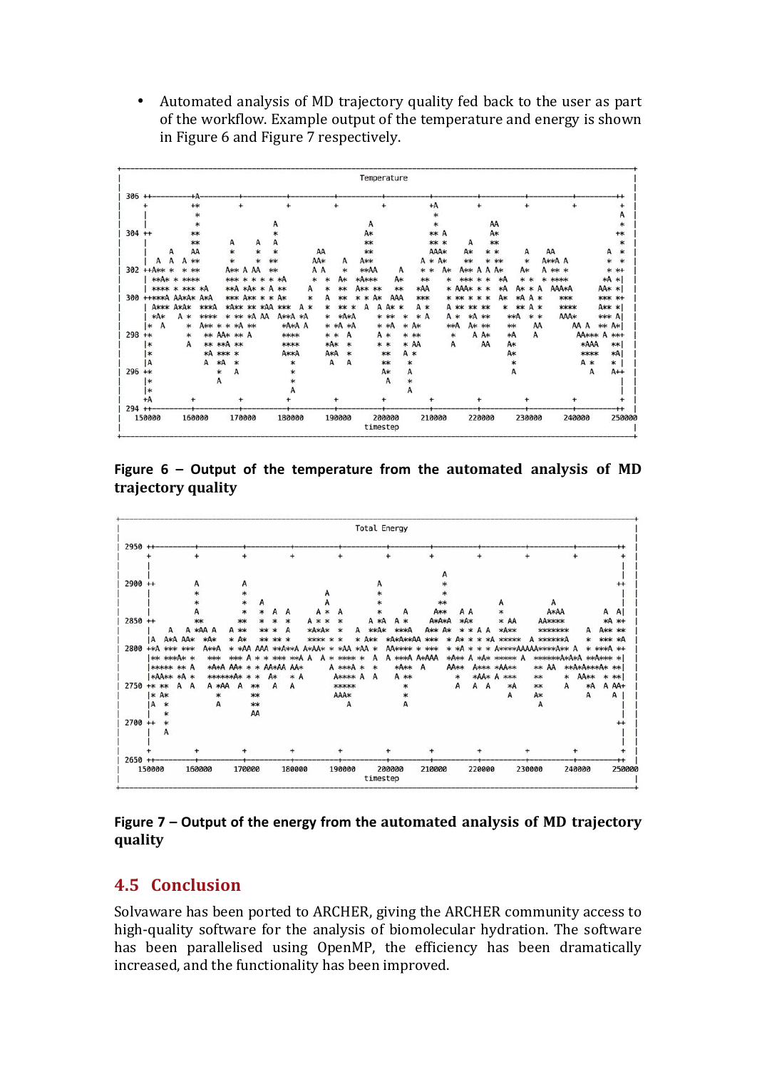- Automated analysis of MD trajectory quality fed back to the user as part of the workflow. Example output of the temperature and energy is shown in Figure 6 and Figure 7 respectively.

Temperature

306
304
302
300
298
296
294

150000 160000 170000 180000 190000 200000 210000 220000 230000 240000 250000

timestep

**Figure 6 – Output of the temperature from the automated analysis of MD trajectory quality**

Total Energy

2950
2900
2850
2800
2750
2700
2650

150000 160000 170000 180000 190000 200000 210000 220000 230000 240000 250000

timestep

**Figure 7 – Output of the energy from the automated analysis of MD trajectory quality**

## 4.5 Conclusion

Solvaware has been ported to ARCHER, giving the ARCHER community access to high-quality software for the analysis of biomolecular hydration. The software has been parallelised using OpenMP, the efficiency has been dramatically increased, and the functionality has been improved.